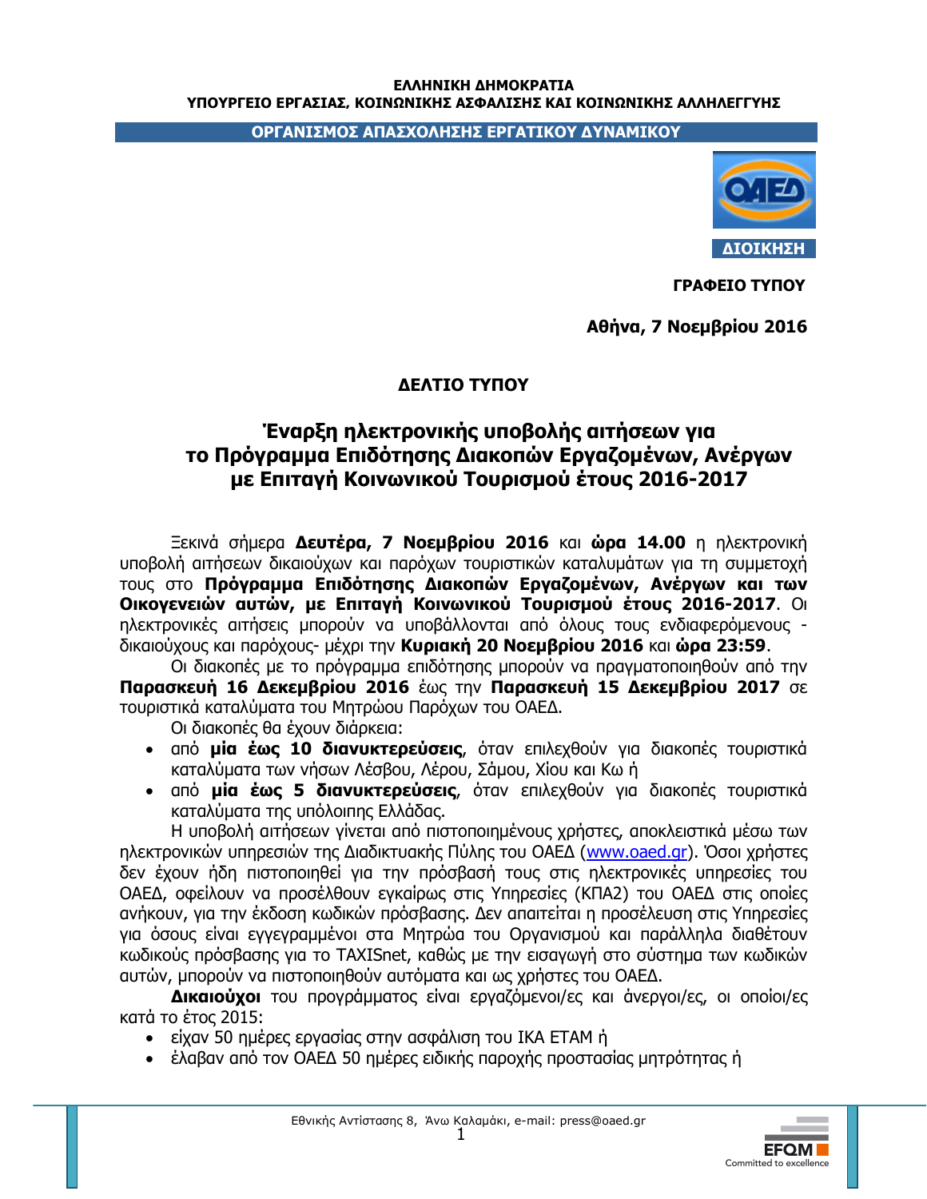**ΕΛΛΗΝΙΚΗ ΔΗΜΟΚΡΑΤΙΑ**
**ΥΠΟΥΡΓΕΙΟ ΕΡΓΑΣΙΑΣ, ΚΟΙΝΩΝΙΚΗΣ ΑΣΦΑΛΙΣΗΣ ΚΑΙ ΚΟΙΝΩΝΙΚΗΣ ΑΛΛΗΛΕΓΓΥΗΣ**

**ΟΡΓΑΝΙΣΜΟΣ ΑΠΑΣΧΟΛΗΣΗΣ ΕΡΓΑΤΙΚΟΥ ΔΥΝΑΜΙΚΟΥ**

**ΔΙΟΙΚΗΣΗ**

**ΓΡΑΦΕΙΟ ΤΥΠΟΥ**

**Αθήνα, 7 Νοεμβρίου 2016**

## ΔΕΛΤΙΟ ΤΥΠΟΥ

## Έναρξη ηλεκτρονικής υποβολής αιτήσεων για το Πρόγραμμα Επιδότησης Διακοπών Εργαζομένων, Ανέργων με Επιταγή Κοινωνικού Τουρισμού έτους 2016-2017

Ξεκινά σήμερα **Δευτέρα, 7 Νοεμβρίου 2016** και **ώρα 14.00** η ηλεκτρονική υποβολή αιτήσεων δικαιούχων και παρόχων τουριστικών καταλυμάτων για τη συμμετοχή τους στο **Πρόγραμμα Επιδότησης Διακοπών Εργαζομένων, Ανέργων και των Οικογενειών αυτών, με Επιταγή Κοινωνικού Τουρισμού έτους 2016-2017**. Οι ηλεκτρονικές αιτήσεις μπορούν να υποβάλλονται από όλους τους ενδιαφερόμενους - δικαιούχους και παρόχους- μέχρι την **Κυριακή 20 Νοεμβρίου 2016** και **ώρα 23:59**.

Οι διακοπές με το πρόγραμμα επιδότησης μπορούν να πραγματοποιηθούν από την **Παρασκευή 16 Δεκεμβρίου 2016** έως την **Παρασκευή 15 Δεκεμβρίου 2017** σε τουριστικά καταλύματα του Μητρώου Παρόχων του ΟΑΕΔ.

Οι διακοπές θα έχουν διάρκεια:

- από **μία έως 10 διανυκτερεύσεις**, όταν επιλεχθούν για διακοπές τουριστικά καταλύματα των νήσων Λέσβου, Λέρου, Σάμου, Χίου και Κω ή
- από **μία έως 5 διανυκτερεύσεις**, όταν επιλεχθούν για διακοπές τουριστικά καταλύματα της υπόλοιπης Ελλάδας.

Η υποβολή αιτήσεων γίνεται από πιστοποιημένους χρήστες, αποκλειστικά μέσω των ηλεκτρονικών υπηρεσιών της Διαδικτυακής Πύλης του ΟΑΕΔ (www.oaed.gr). Όσοι χρήστες δεν έχουν ήδη πιστοποιηθεί για την πρόσβασή τους στις ηλεκτρονικές υπηρεσίες του ΟΑΕΔ, οφείλουν να προσέλθουν εγκαίρως στις Υπηρεσίες (ΚΠΑ2) του ΟΑΕΔ στις οποίες ανήκουν, για την έκδοση κωδικών πρόσβασης. Δεν απαιτείται η προσέλευση στις Υπηρεσίες για όσους είναι εγγεγραμμένοι στα Μητρώα του Οργανισμού και παράλληλα διαθέτουν κωδικούς πρόσβασης για το TAXISnet, καθώς με την εισαγωγή στο σύστημα των κωδικών αυτών, μπορούν να πιστοποιηθούν αυτόματα και ως χρήστες του ΟΑΕΔ.

**Δικαιούχοι** του προγράμματος είναι εργαζόμενοι/ες και άνεργοι/ες, οι οποίοι/ες κατά το έτος 2015:

- είχαν 50 ημέρες εργασίας στην ασφάλιση του ΙΚΑ ΕΤΑΜ ή
- έλαβαν από τον ΟΑΕΔ 50 ημέρες ειδικής παροχής προστασίας μητρότητας ή

Εθνικής Αντίστασης 8, Άνω Καλαμάκι, e-mail: press@oaed.gr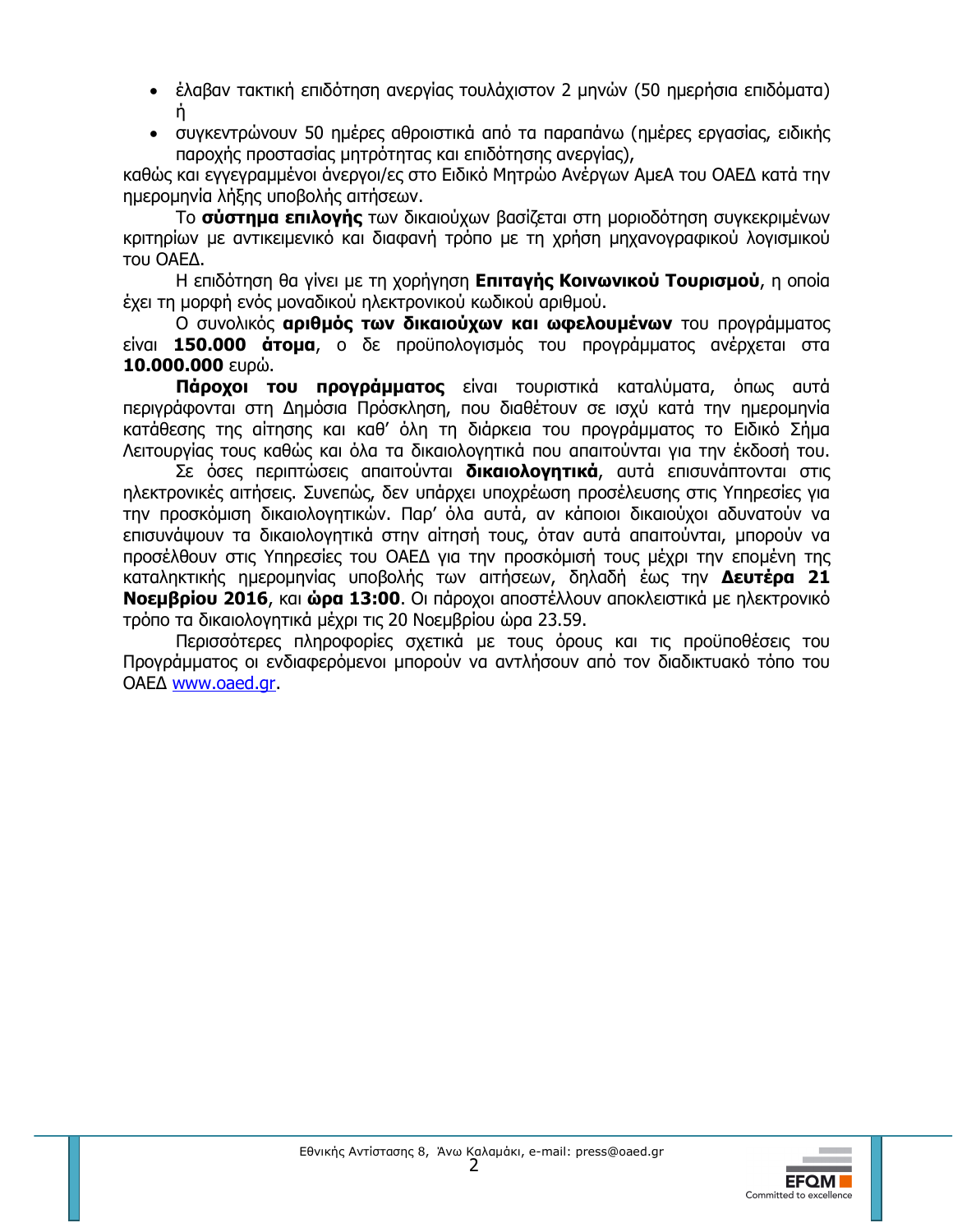- έλαβαν τακτική επιδότηση ανεργίας τουλάχιστον 2 μηνών (50 ημερήσια επιδόματα) ή
- συγκεντρώνουν 50 ημέρες αθροιστικά από τα παραπάνω (ημέρες εργασίας, ειδικής παροχής προστασίας μητρότητας και επιδότησης ανεργίας),

καθώς και εγγεγραμμένοι άνεργοι/ες στο Ειδικό Μητρώο Ανέργων ΑμεΑ του ΟΑΕΔ κατά την ημερομηνία λήξης υποβολής αιτήσεων.

Το **σύστημα επιλογής** των δικαιούχων βασίζεται στη μοριοδότηση συγκεκριμένων κριτηρίων με αντικειμενικό και διαφανή τρόπο με τη χρήση μηχανογραφικού λογισμικού του ΟΑΕΔ.

Η επιδότηση θα γίνει με τη χορήγηση **Επιταγής Κοινωνικού Τουρισμού**, η οποία έχει τη μορφή ενός μοναδικού ηλεκτρονικού κωδικού αριθμού.

Ο συνολικός **αριθμός των δικαιούχων και ωφελουμένων** του προγράμματος είναι **150.000 άτομα**, ο δε προϋπολογισμός του προγράμματος ανέρχεται στα **10.000.000** ευρώ.

**Πάροχοι του προγράμματος** είναι τουριστικά καταλύματα, όπως αυτά περιγράφονται στη Δημόσια Πρόσκληση, που διαθέτουν σε ισχύ κατά την ημερομηνία κατάθεσης της αίτησης και καθ' όλη τη διάρκεια του προγράμματος το Ειδικό Σήμα Λειτουργίας τους καθώς και όλα τα δικαιολογητικά που απαιτούνται για την έκδοσή του.

Σε όσες περιπτώσεις απαιτούνται **δικαιολογητικά**, αυτά επισυνάπτονται στις ηλεκτρονικές αιτήσεις. Συνεπώς, δεν υπάρχει υποχρέωση προσέλευσης στις Υπηρεσίες για την προσκόμιση δικαιολογητικών. Παρ' όλα αυτά, αν κάποιοι δικαιούχοι αδυνατούν να επισυνάψουν τα δικαιολογητικά στην αίτησή τους, όταν αυτά απαιτούνται, μπορούν να προσέλθουν στις Υπηρεσίες του ΟΑΕΔ για την προσκόμισή τους μέχρι την επομένη της καταληκτικής ημερομηνίας υποβολής των αιτήσεων, δηλαδή έως την **Δευτέρα 21 Νοεμβρίου 2016**, και **ώρα 13:00**. Οι πάροχοι αποστέλλουν αποκλειστικά με ηλεκτρονικό τρόπο τα δικαιολογητικά μέχρι τις 20 Νοεμβρίου ώρα 23.59.

Περισσότερες πληροφορίες σχετικά με τους όρους και τις προϋποθέσεις του Προγράμματος οι ενδιαφερόμενοι μπορούν να αντλήσουν από τον διαδικτυακό τόπο του ΟΑΕΔ www.oaed.gr.

Εθνικής Αντίστασης 8, Άνω Καλαμάκι, e-mail: press@oaed.gr